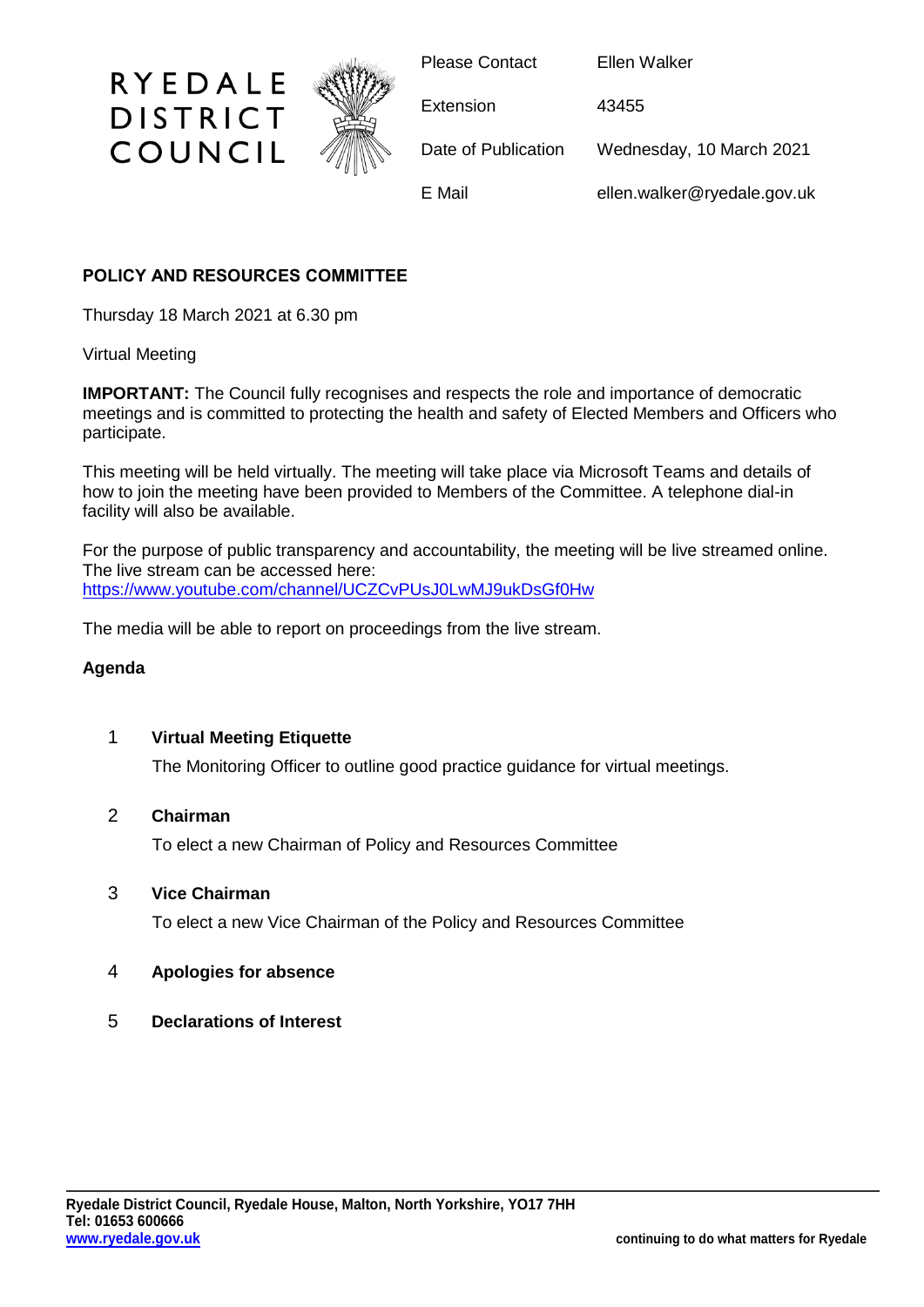RYEDALE DISTRICT COUNCIL

| | |
|---|---|
| Please Contact | Ellen Walker |
| Extension | 43455 |
| Date of Publication | Wednesday, 10 March 2021 |
| E Mail | ellen.walker@ryedale.gov.uk |

**POLICY AND RESOURCES COMMITTEE**

Thursday 18 March 2021 at 6.30 pm

Virtual Meeting

**IMPORTANT:** The Council fully recognises and respects the role and importance of democratic meetings and is committed to protecting the health and safety of Elected Members and Officers who participate.

This meeting will be held virtually. The meeting will take place via Microsoft Teams and details of how to join the meeting have been provided to Members of the Committee. A telephone dial-in facility will also be available.

For the purpose of public transparency and accountability, the meeting will be live streamed online. The live stream can be accessed here:
https://www.youtube.com/channel/UCZCvPUsJ0LwMJ9ukDsGf0Hw

The media will be able to report on proceedings from the live stream.

**Agenda**

1 **Virtual Meeting Etiquette**

The Monitoring Officer to outline good practice guidance for virtual meetings.

2 **Chairman**

To elect a new Chairman of Policy and Resources Committee

3 **Vice Chairman**

To elect a new Vice Chairman of the Policy and Resources Committee

4 **Apologies for absence**

5 **Declarations of Interest**

**Ryedale District Council, Ryedale House, Malton, North Yorkshire, YO17 7HH**
**Tel: 01653 600666**
**www.ryedale.gov.uk**

**continuing to do what matters for Ryedale**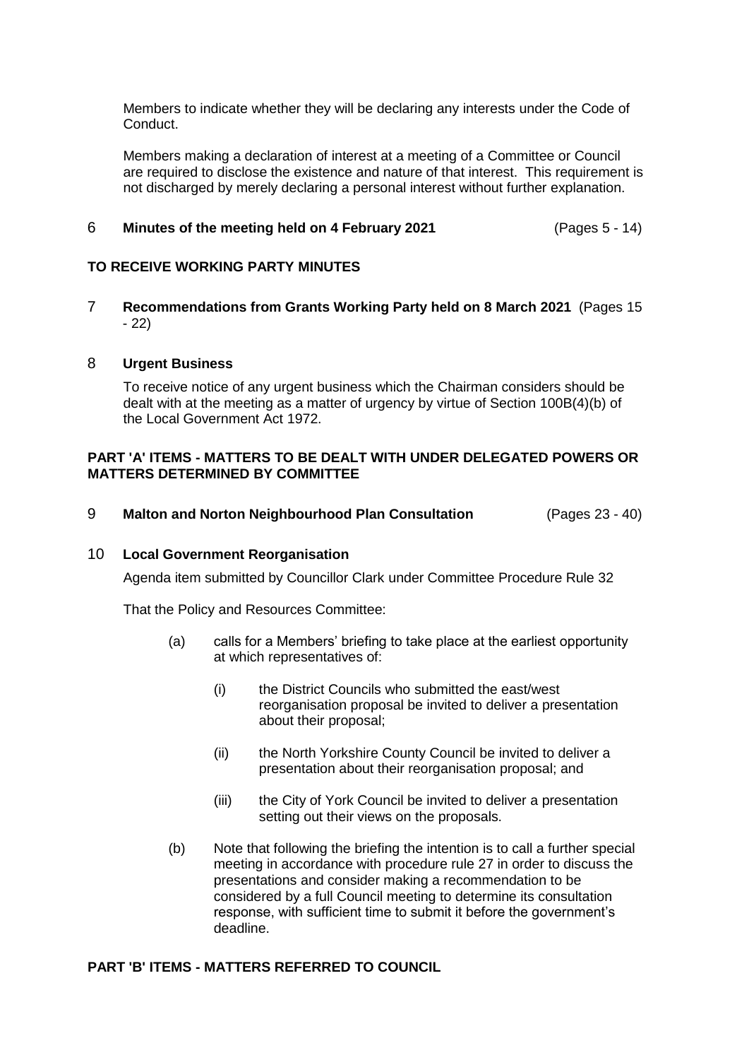Members to indicate whether they will be declaring any interests under the Code of Conduct.

Members making a declaration of interest at a meeting of a Committee or Council are required to disclose the existence and nature of that interest. This requirement is not discharged by merely declaring a personal interest without further explanation.

6 **Minutes of the meeting held on 4 February 2021** (Pages 5 - 14)

**TO RECEIVE WORKING PARTY MINUTES**

7 **Recommendations from Grants Working Party held on 8 March 2021** (Pages 15 - 22)

8 **Urgent Business**

To receive notice of any urgent business which the Chairman considers should be dealt with at the meeting as a matter of urgency by virtue of Section 100B(4)(b) of the Local Government Act 1972.

**PART 'A' ITEMS - MATTERS TO BE DEALT WITH UNDER DELEGATED POWERS OR MATTERS DETERMINED BY COMMITTEE**

9 **Malton and Norton Neighbourhood Plan Consultation** (Pages 23 - 40)

10 **Local Government Reorganisation**

Agenda item submitted by Councillor Clark under Committee Procedure Rule 32

That the Policy and Resources Committee:

(a) calls for a Members' briefing to take place at the earliest opportunity at which representatives of:

(i) the District Councils who submitted the east/west reorganisation proposal be invited to deliver a presentation about their proposal;

(ii) the North Yorkshire County Council be invited to deliver a presentation about their reorganisation proposal; and

(iii) the City of York Council be invited to deliver a presentation setting out their views on the proposals.

(b) Note that following the briefing the intention is to call a further special meeting in accordance with procedure rule 27 in order to discuss the presentations and consider making a recommendation to be considered by a full Council meeting to determine its consultation response, with sufficient time to submit it before the government's deadline.

**PART 'B' ITEMS - MATTERS REFERRED TO COUNCIL**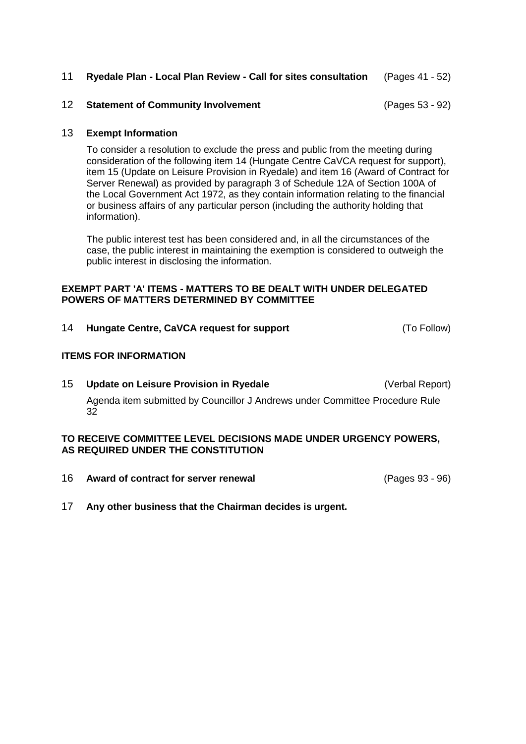11 **Ryedale Plan - Local Plan Review - Call for sites consultation** (Pages 41 - 52)

12 **Statement of Community Involvement** (Pages 53 - 92)

13 **Exempt Information**

To consider a resolution to exclude the press and public from the meeting during consideration of the following item 14 (Hungate Centre CaVCA request for support), item 15 (Update on Leisure Provision in Ryedale) and item 16 (Award of Contract for Server Renewal) as provided by paragraph 3 of Schedule 12A of Section 100A of the Local Government Act 1972, as they contain information relating to the financial or business affairs of any particular person (including the authority holding that information).

The public interest test has been considered and, in all the circumstances of the case, the public interest in maintaining the exemption is considered to outweigh the public interest in disclosing the information.

**EXEMPT PART 'A' ITEMS - MATTERS TO BE DEALT WITH UNDER DELEGATED POWERS OF MATTERS DETERMINED BY COMMITTEE**

14 **Hungate Centre, CaVCA request for support** (To Follow)

**ITEMS FOR INFORMATION**

15 **Update on Leisure Provision in Ryedale** (Verbal Report)

Agenda item submitted by Councillor J Andrews under Committee Procedure Rule 32

**TO RECEIVE COMMITTEE LEVEL DECISIONS MADE UNDER URGENCY POWERS, AS REQUIRED UNDER THE CONSTITUTION**

16 **Award of contract for server renewal** (Pages 93 - 96)

17 **Any other business that the Chairman decides is urgent.**